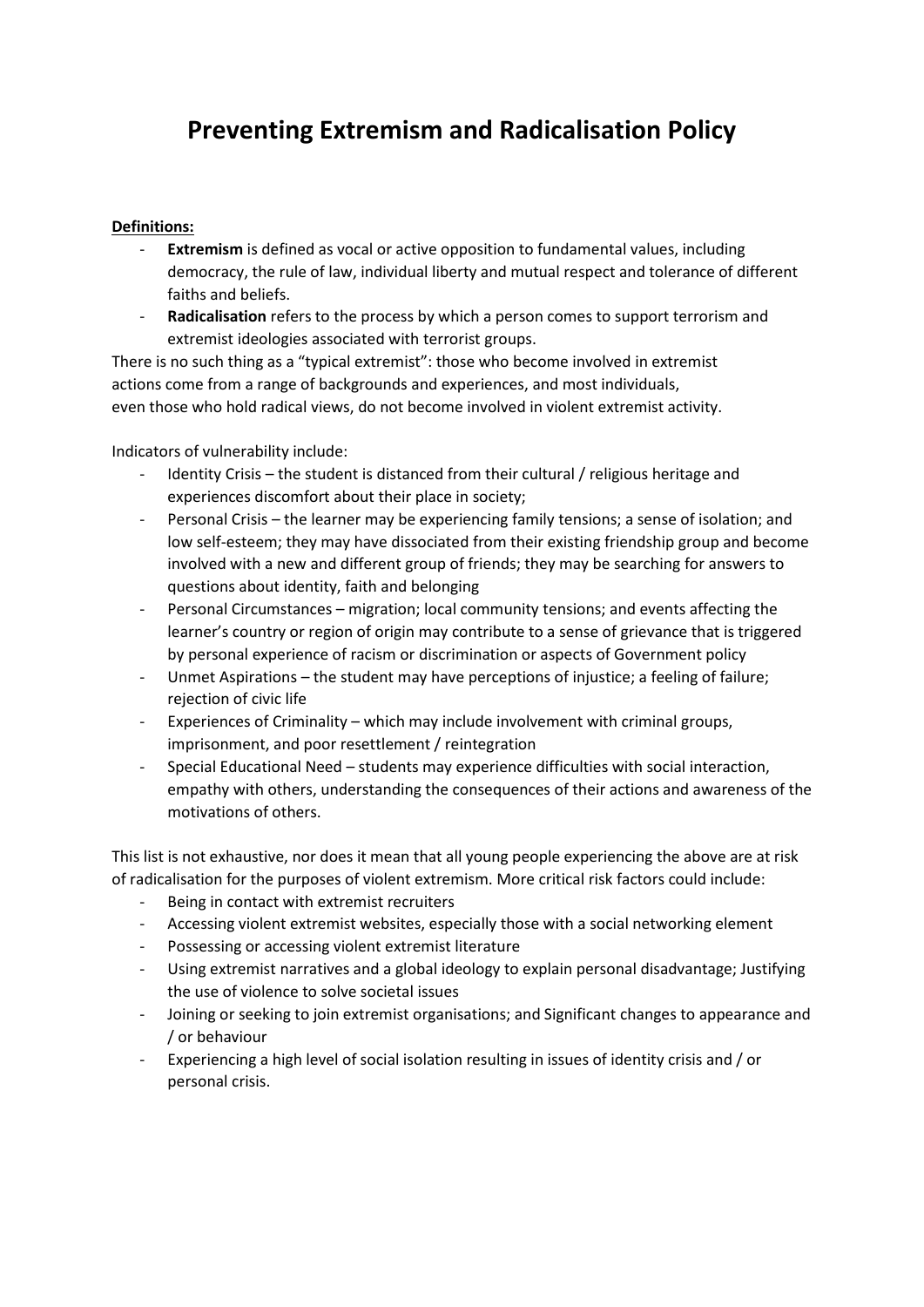# Preventing Extremism and Radicalisation Policy

**Definitions:**

- **Extremism** is defined as vocal or active opposition to fundamental values, including democracy, the rule of law, individual liberty and mutual respect and tolerance of different faiths and beliefs.
- **Radicalisation** refers to the process by which a person comes to support terrorism and extremist ideologies associated with terrorist groups.

There is no such thing as a "typical extremist": those who become involved in extremist actions come from a range of backgrounds and experiences, and most individuals, even those who hold radical views, do not become involved in violent extremist activity.

Indicators of vulnerability include:

- Identity Crisis – the student is distanced from their cultural / religious heritage and experiences discomfort about their place in society;
- Personal Crisis – the learner may be experiencing family tensions; a sense of isolation; and low self-esteem; they may have dissociated from their existing friendship group and become involved with a new and different group of friends; they may be searching for answers to questions about identity, faith and belonging
- Personal Circumstances – migration; local community tensions; and events affecting the learner's country or region of origin may contribute to a sense of grievance that is triggered by personal experience of racism or discrimination or aspects of Government policy
- Unmet Aspirations – the student may have perceptions of injustice; a feeling of failure; rejection of civic life
- Experiences of Criminality – which may include involvement with criminal groups, imprisonment, and poor resettlement / reintegration
- Special Educational Need – students may experience difficulties with social interaction, empathy with others, understanding the consequences of their actions and awareness of the motivations of others.

This list is not exhaustive, nor does it mean that all young people experiencing the above are at risk of radicalisation for the purposes of violent extremism. More critical risk factors could include:

- Being in contact with extremist recruiters
- Accessing violent extremist websites, especially those with a social networking element
- Possessing or accessing violent extremist literature
- Using extremist narratives and a global ideology to explain personal disadvantage; Justifying the use of violence to solve societal issues
- Joining or seeking to join extremist organisations; and Significant changes to appearance and / or behaviour
- Experiencing a high level of social isolation resulting in issues of identity crisis and / or personal crisis.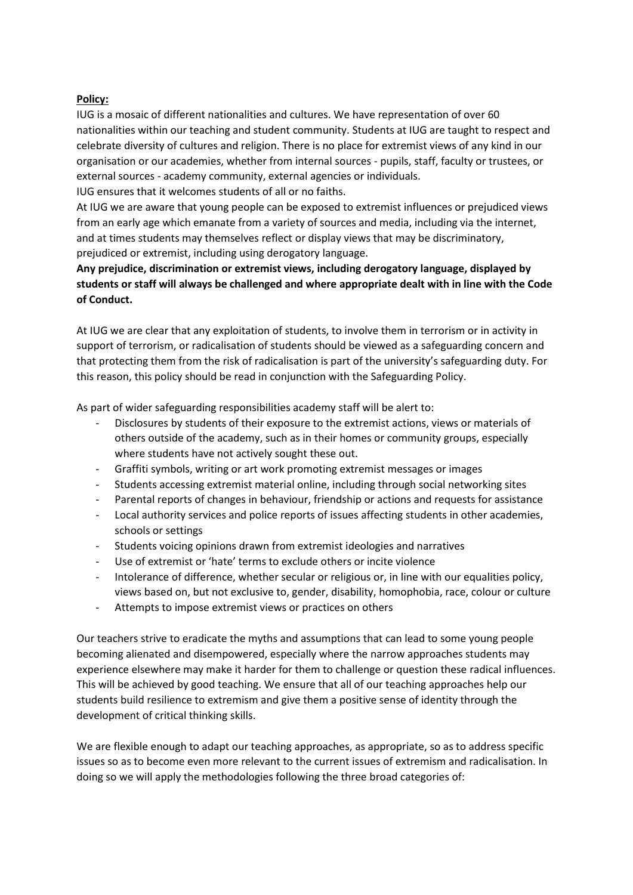**Policy:**

IUG is a mosaic of different nationalities and cultures. We have representation of over 60 nationalities within our teaching and student community. Students at IUG are taught to respect and celebrate diversity of cultures and religion. There is no place for extremist views of any kind in our organisation or our academies, whether from internal sources - pupils, staff, faculty or trustees, or external sources - academy community, external agencies or individuals.

IUG ensures that it welcomes students of all or no faiths.

At IUG we are aware that young people can be exposed to extremist influences or prejudiced views from an early age which emanate from a variety of sources and media, including via the internet, and at times students may themselves reflect or display views that may be discriminatory, prejudiced or extremist, including using derogatory language.

**Any prejudice, discrimination or extremist views, including derogatory language, displayed by students or staff will always be challenged and where appropriate dealt with in line with the Code of Conduct.**

At IUG we are clear that any exploitation of students, to involve them in terrorism or in activity in support of terrorism, or radicalisation of students should be viewed as a safeguarding concern and that protecting them from the risk of radicalisation is part of the university's safeguarding duty. For this reason, this policy should be read in conjunction with the Safeguarding Policy.

As part of wider safeguarding responsibilities academy staff will be alert to:

- Disclosures by students of their exposure to the extremist actions, views or materials of others outside of the academy, such as in their homes or community groups, especially where students have not actively sought these out.
- Graffiti symbols, writing or art work promoting extremist messages or images
- Students accessing extremist material online, including through social networking sites
- Parental reports of changes in behaviour, friendship or actions and requests for assistance
- Local authority services and police reports of issues affecting students in other academies, schools or settings
- Students voicing opinions drawn from extremist ideologies and narratives
- Use of extremist or 'hate' terms to exclude others or incite violence
- Intolerance of difference, whether secular or religious or, in line with our equalities policy, views based on, but not exclusive to, gender, disability, homophobia, race, colour or culture
- Attempts to impose extremist views or practices on others

Our teachers strive to eradicate the myths and assumptions that can lead to some young people becoming alienated and disempowered, especially where the narrow approaches students may experience elsewhere may make it harder for them to challenge or question these radical influences. This will be achieved by good teaching. We ensure that all of our teaching approaches help our students build resilience to extremism and give them a positive sense of identity through the development of critical thinking skills.

We are flexible enough to adapt our teaching approaches, as appropriate, so as to address specific issues so as to become even more relevant to the current issues of extremism and radicalisation. In doing so we will apply the methodologies following the three broad categories of: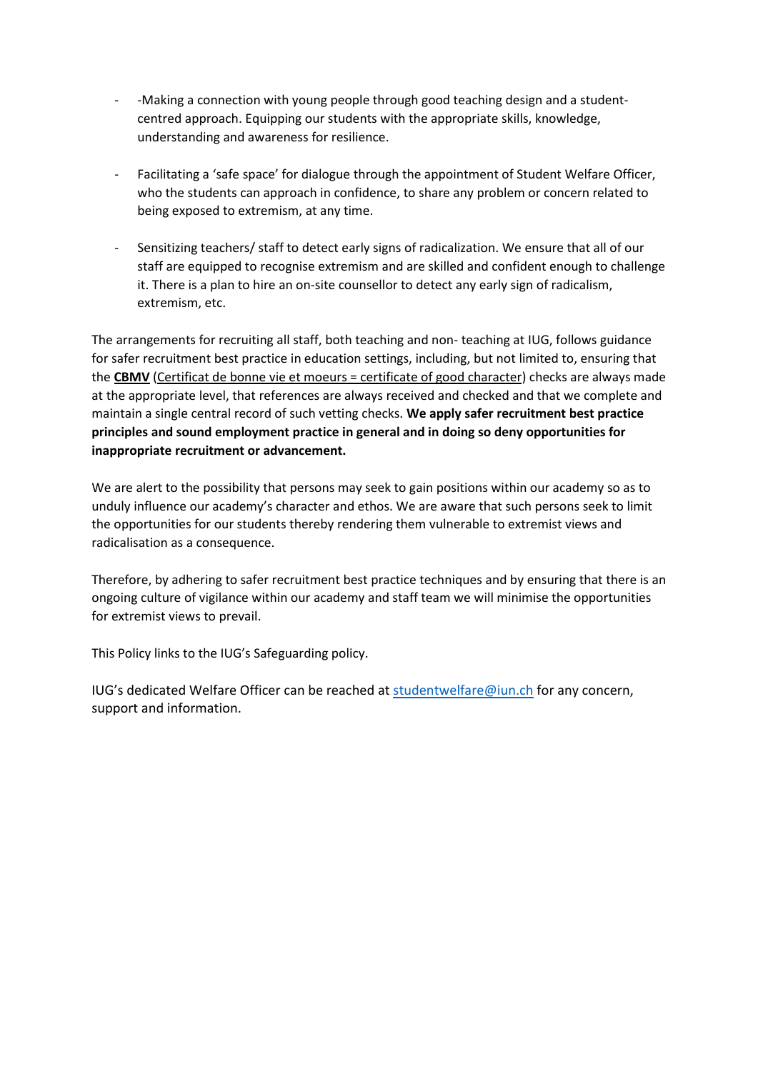- -Making a connection with young people through good teaching design and a student-centred approach. Equipping our students with the appropriate skills, knowledge, understanding and awareness for resilience.

- Facilitating a 'safe space' for dialogue through the appointment of Student Welfare Officer, who the students can approach in confidence, to share any problem or concern related to being exposed to extremism, at any time.

- Sensitizing teachers/ staff to detect early signs of radicalization. We ensure that all of our staff are equipped to recognise extremism and are skilled and confident enough to challenge it. There is a plan to hire an on-site counsellor to detect any early sign of radicalism, extremism, etc.

The arrangements for recruiting all staff, both teaching and non- teaching at IUG, follows guidance for safer recruitment best practice in education settings, including, but not limited to, ensuring that the **CBMV** (Certificat de bonne vie et moeurs = certificate of good character) checks are always made at the appropriate level, that references are always received and checked and that we complete and maintain a single central record of such vetting checks. **We apply safer recruitment best practice principles and sound employment practice in general and in doing so deny opportunities for inappropriate recruitment or advancement.**

We are alert to the possibility that persons may seek to gain positions within our academy so as to unduly influence our academy's character and ethos. We are aware that such persons seek to limit the opportunities for our students thereby rendering them vulnerable to extremist views and radicalisation as a consequence.

Therefore, by adhering to safer recruitment best practice techniques and by ensuring that there is an ongoing culture of vigilance within our academy and staff team we will minimise the opportunities for extremist views to prevail.

This Policy links to the IUG's Safeguarding policy.

IUG's dedicated Welfare Officer can be reached at studentwelfare@iun.ch for any concern, support and information.